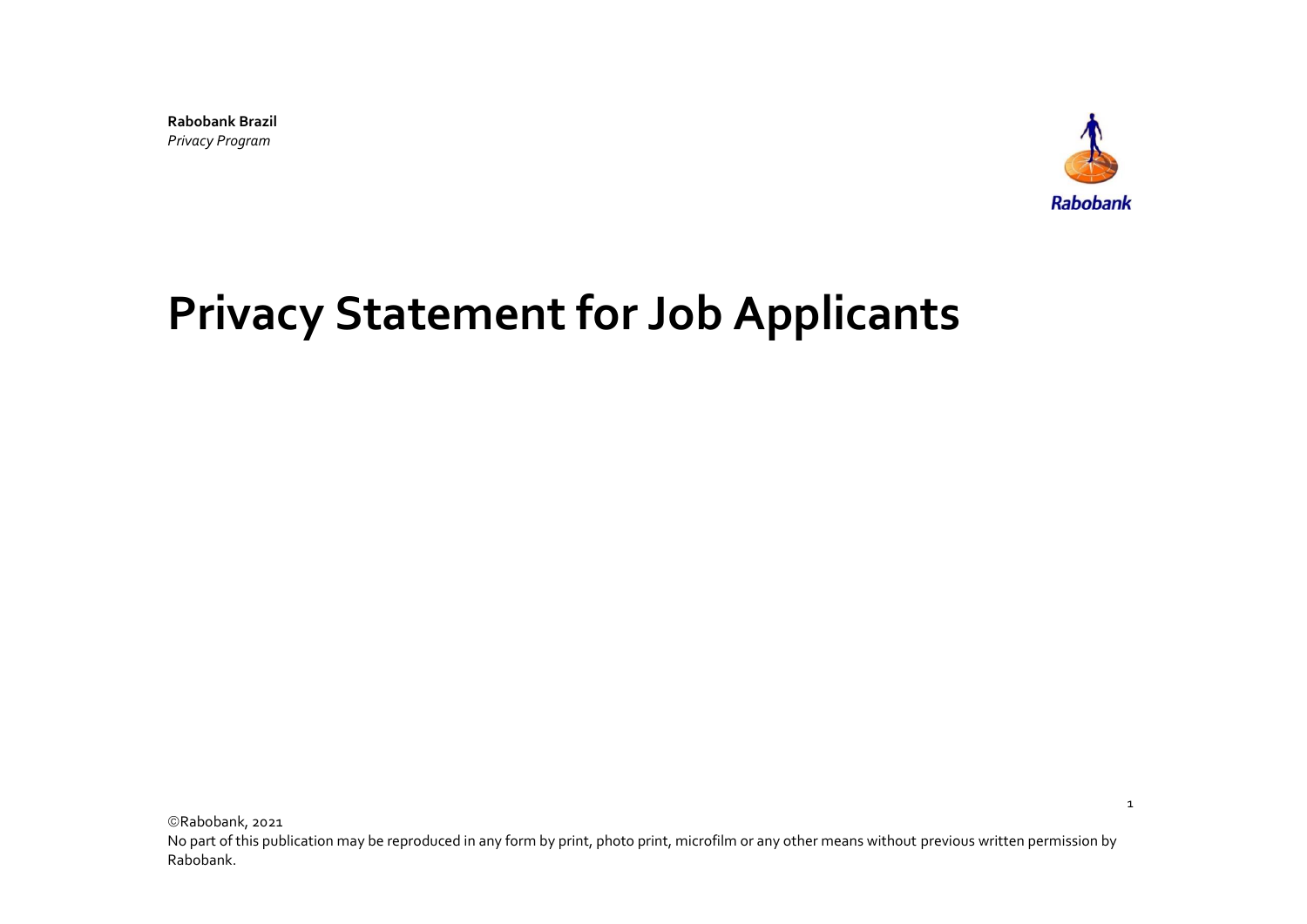**Rabobank Brazil**
*Privacy Program*

Rabobank

# Privacy Statement for Job Applicants

©Rabobank, 2021
No part of this publication may be reproduced in any form by print, photo print, microfilm or any other means without previous written permission by Rabobank.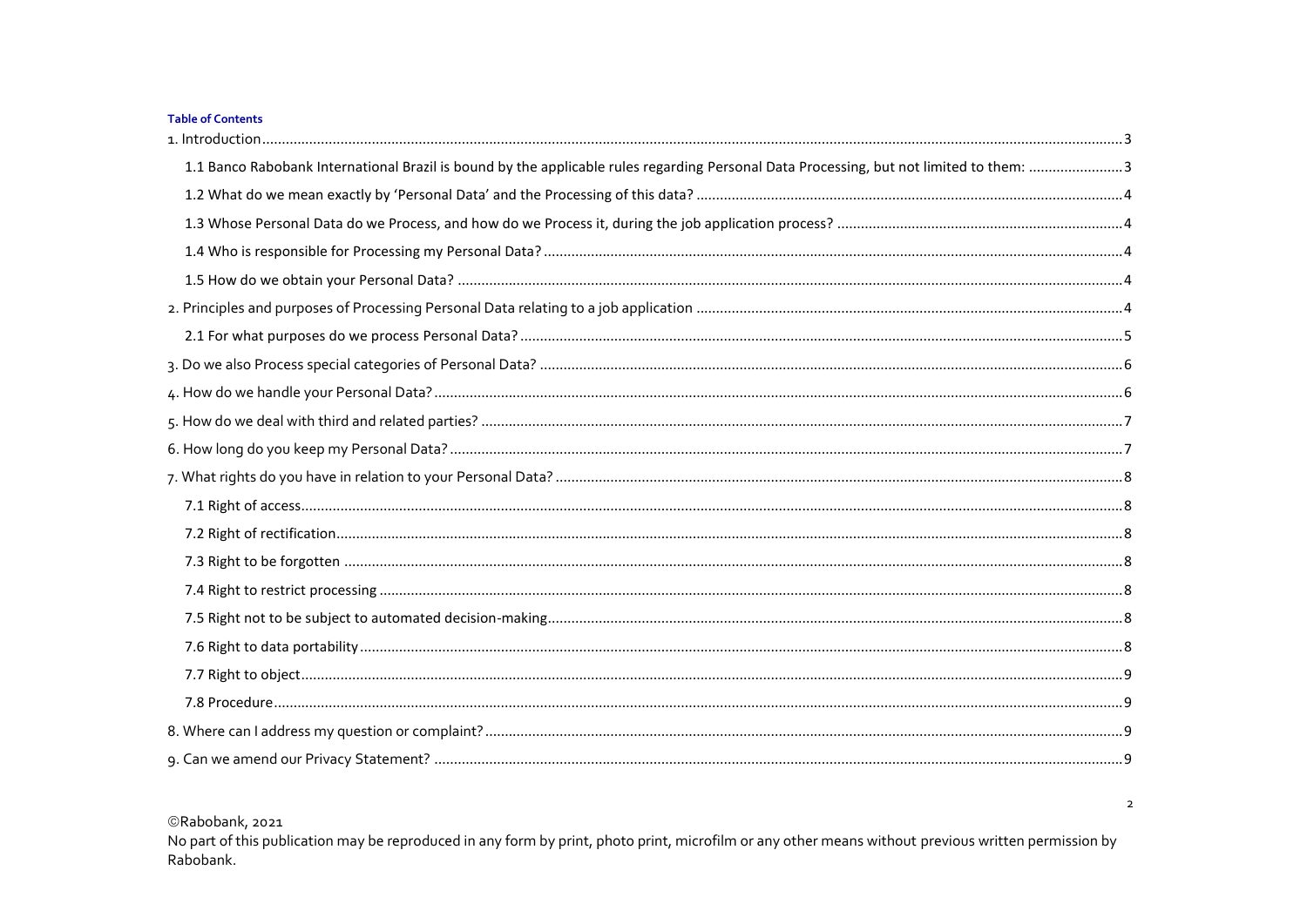**Table of Contents**

1. Introduction ..... 3
   - 1.1 Banco Rabobank International Brazil is bound by the applicable rules regarding Personal Data Processing, but not limited to them: ..... 3
   - 1.2 What do we mean exactly by 'Personal Data' and the Processing of this data? ..... 4
   - 1.3 Whose Personal Data do we Process, and how do we Process it, during the job application process? ..... 4
   - 1.4 Who is responsible for Processing my Personal Data? ..... 4
   - 1.5 How do we obtain your Personal Data? ..... 4
2. Principles and purposes of Processing Personal Data relating to a job application ..... 4
   - 2.1 For what purposes do we process Personal Data? ..... 5
3. Do we also Process special categories of Personal Data? ..... 6
4. How do we handle your Personal Data? ..... 6
5. How do we deal with third and related parties? ..... 7
6. How long do you keep my Personal Data? ..... 7
7. What rights do you have in relation to your Personal Data? ..... 8
   - 7.1 Right of access ..... 8
   - 7.2 Right of rectification ..... 8
   - 7.3 Right to be forgotten ..... 8
   - 7.4 Right to restrict processing ..... 8
   - 7.5 Right not to be subject to automated decision-making ..... 8
   - 7.6 Right to data portability ..... 8
   - 7.7 Right to object ..... 9
   - 7.8 Procedure ..... 9
8. Where can I address my question or complaint? ..... 9
9. Can we amend our Privacy Statement? ..... 9

©Rabobank, 2021
No part of this publication may be reproduced in any form by print, photo print, microfilm or any other means without previous written permission by Rabobank.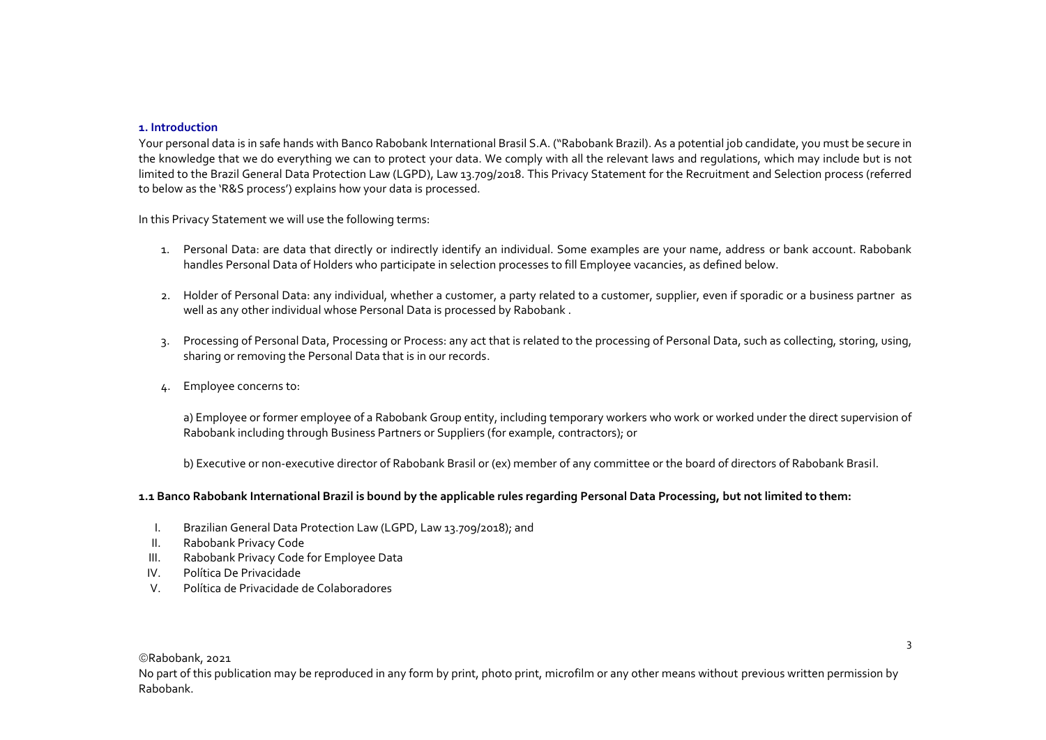## 1. Introduction

Your personal data is in safe hands with Banco Rabobank International Brasil S.A. ("Rabobank Brazil). As a potential job candidate, you must be secure in the knowledge that we do everything we can to protect your data. We comply with all the relevant laws and regulations, which may include but is not limited to the Brazil General Data Protection Law (LGPD), Law 13.709/2018. This Privacy Statement for the Recruitment and Selection process (referred to below as the 'R&S process') explains how your data is processed.

In this Privacy Statement we will use the following terms:

1. Personal Data: are data that directly or indirectly identify an individual. Some examples are your name, address or bank account. Rabobank handles Personal Data of Holders who participate in selection processes to fill Employee vacancies, as defined below.

2. Holder of Personal Data: any individual, whether a customer, a party related to a customer, supplier, even if sporadic or a business partner as well as any other individual whose Personal Data is processed by Rabobank .

3. Processing of Personal Data, Processing or Process: any act that is related to the processing of Personal Data, such as collecting, storing, using, sharing or removing the Personal Data that is in our records.

4. Employee concerns to:

   a) Employee or former employee of a Rabobank Group entity, including temporary workers who work or worked under the direct supervision of Rabobank including through Business Partners or Suppliers (for example, contractors); or

   b) Executive or non-executive director of Rabobank Brasil or (ex) member of any committee or the board of directors of Rabobank Brasil.

### 1.1 Banco Rabobank International Brazil is bound by the applicable rules regarding Personal Data Processing, but not limited to them:

I. Brazilian General Data Protection Law (LGPD, Law 13.709/2018); and
II. Rabobank Privacy Code
III. Rabobank Privacy Code for Employee Data
IV. Política De Privacidade
V. Política de Privacidade de Colaboradores

©Rabobank, 2021

No part of this publication may be reproduced in any form by print, photo print, microfilm or any other means without previous written permission by Rabobank.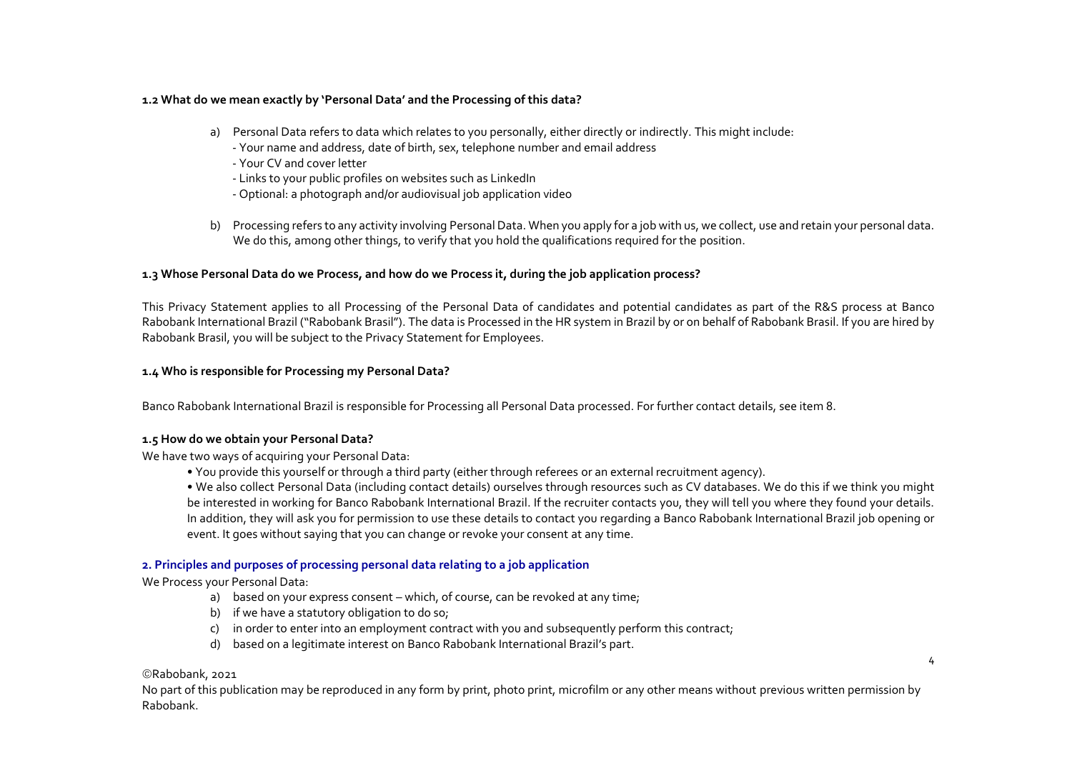### 1.2 What do we mean exactly by 'Personal Data' and the Processing of this data?

a) Personal Data refers to data which relates to you personally, either directly or indirectly. This might include:
   - Your name and address, date of birth, sex, telephone number and email address
   - Your CV and cover letter
   - Links to your public profiles on websites such as LinkedIn
   - Optional: a photograph and/or audiovisual job application video

b) Processing refers to any activity involving Personal Data. When you apply for a job with us, we collect, use and retain your personal data. We do this, among other things, to verify that you hold the qualifications required for the position.

### 1.3 Whose Personal Data do we Process, and how do we Process it, during the job application process?

This Privacy Statement applies to all Processing of the Personal Data of candidates and potential candidates as part of the R&S process at Banco Rabobank International Brazil ("Rabobank Brasil"). The data is Processed in the HR system in Brazil by or on behalf of Rabobank Brasil. If you are hired by Rabobank Brasil, you will be subject to the Privacy Statement for Employees.

### 1.4 Who is responsible for Processing my Personal Data?

Banco Rabobank International Brazil is responsible for Processing all Personal Data processed. For further contact details, see item 8.

### 1.5 How do we obtain your Personal Data?

We have two ways of acquiring your Personal Data:

- You provide this yourself or through a third party (either through referees or an external recruitment agency).
- We also collect Personal Data (including contact details) ourselves through resources such as CV databases. We do this if we think you might be interested in working for Banco Rabobank International Brazil. If the recruiter contacts you, they will tell you where they found your details. In addition, they will ask you for permission to use these details to contact you regarding a Banco Rabobank International Brazil job opening or event. It goes without saying that you can change or revoke your consent at any time.

## 2. Principles and purposes of processing personal data relating to a job application

We Process your Personal Data:

a) based on your express consent – which, of course, can be revoked at any time;
b) if we have a statutory obligation to do so;
c) in order to enter into an employment contract with you and subsequently perform this contract;
d) based on a legitimate interest on Banco Rabobank International Brazil's part.

©Rabobank, 2021

No part of this publication may be reproduced in any form by print, photo print, microfilm or any other means without previous written permission by Rabobank.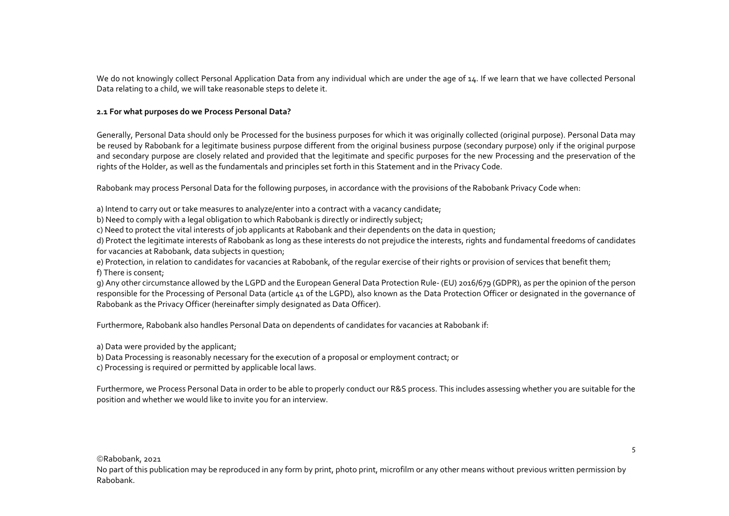We do not knowingly collect Personal Application Data from any individual which are under the age of 14. If we learn that we have collected Personal Data relating to a child, we will take reasonable steps to delete it.

**2.1 For what purposes do we Process Personal Data?**

Generally, Personal Data should only be Processed for the business purposes for which it was originally collected (original purpose). Personal Data may be reused by Rabobank for a legitimate business purpose different from the original business purpose (secondary purpose) only if the original purpose and secondary purpose are closely related and provided that the legitimate and specific purposes for the new Processing and the preservation of the rights of the Holder, as well as the fundamentals and principles set forth in this Statement and in the Privacy Code.

Rabobank may process Personal Data for the following purposes, in accordance with the provisions of the Rabobank Privacy Code when:

a) Intend to carry out or take measures to analyze/enter into a contract with a vacancy candidate;
b) Need to comply with a legal obligation to which Rabobank is directly or indirectly subject;
c) Need to protect the vital interests of job applicants at Rabobank and their dependents on the data in question;
d) Protect the legitimate interests of Rabobank as long as these interests do not prejudice the interests, rights and fundamental freedoms of candidates for vacancies at Rabobank, data subjects in question;
e) Protection, in relation to candidates for vacancies at Rabobank, of the regular exercise of their rights or provision of services that benefit them;
f) There is consent;
g) Any other circumstance allowed by the LGPD and the European General Data Protection Rule- (EU) 2016/679 (GDPR), as per the opinion of the person responsible for the Processing of Personal Data (article 41 of the LGPD), also known as the Data Protection Officer or designated in the governance of Rabobank as the Privacy Officer (hereinafter simply designated as Data Officer).

Furthermore, Rabobank also handles Personal Data on dependents of candidates for vacancies at Rabobank if:

a) Data were provided by the applicant;
b) Data Processing is reasonably necessary for the execution of a proposal or employment contract; or
c) Processing is required or permitted by applicable local laws.

Furthermore, we Process Personal Data in order to be able to properly conduct our R&S process. This includes assessing whether you are suitable for the position and whether we would like to invite you for an interview.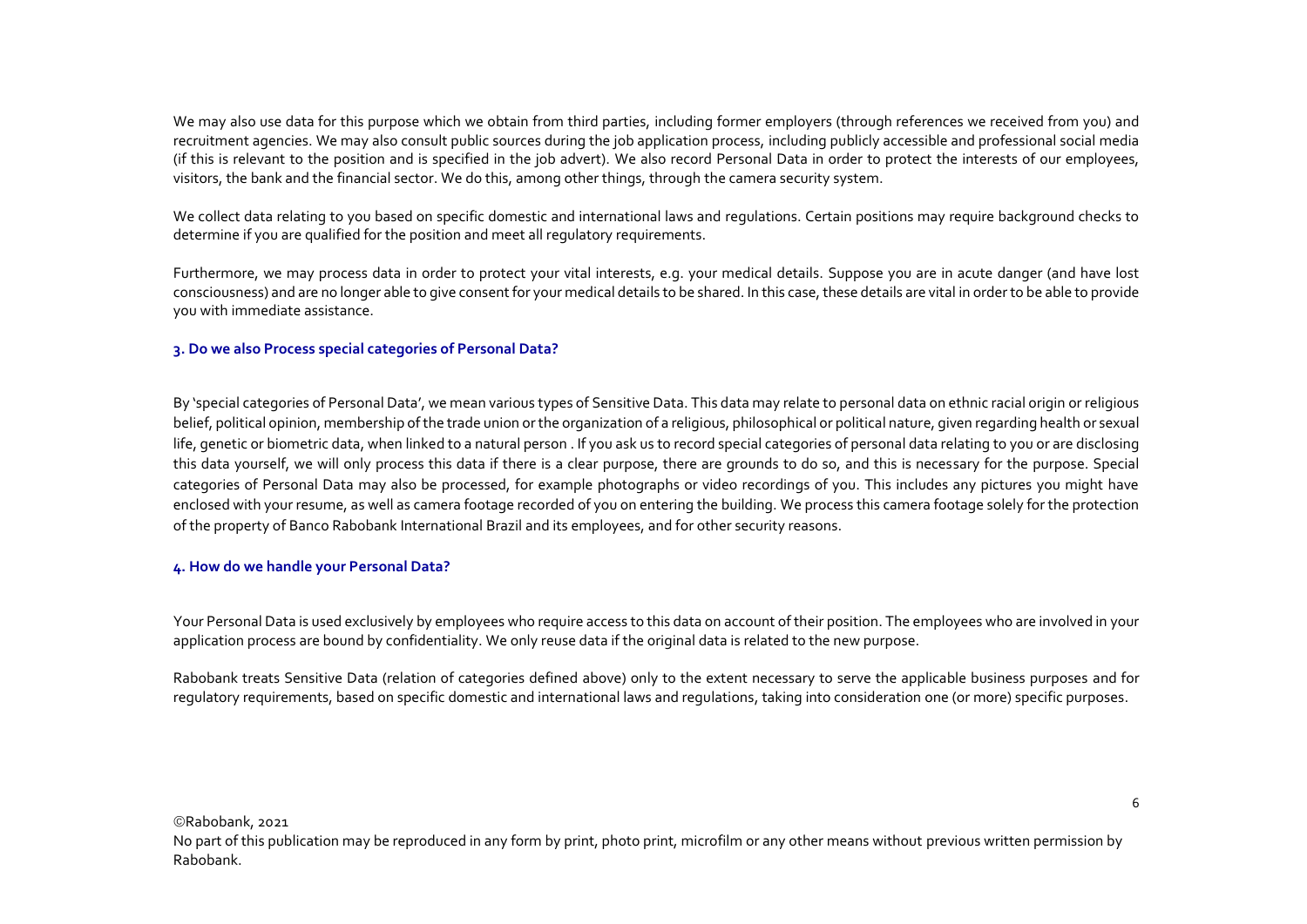We may also use data for this purpose which we obtain from third parties, including former employers (through references we received from you) and recruitment agencies. We may also consult public sources during the job application process, including publicly accessible and professional social media (if this is relevant to the position and is specified in the job advert). We also record Personal Data in order to protect the interests of our employees, visitors, the bank and the financial sector. We do this, among other things, through the camera security system.

We collect data relating to you based on specific domestic and international laws and regulations. Certain positions may require background checks to determine if you are qualified for the position and meet all regulatory requirements.

Furthermore, we may process data in order to protect your vital interests, e.g. your medical details. Suppose you are in acute danger (and have lost consciousness) and are no longer able to give consent for your medical details to be shared. In this case, these details are vital in order to be able to provide you with immediate assistance.

### 3. Do we also Process special categories of Personal Data?

By 'special categories of Personal Data', we mean various types of Sensitive Data. This data may relate to personal data on ethnic racial origin or religious belief, political opinion, membership of the trade union or the organization of a religious, philosophical or political nature, given regarding health or sexual life, genetic or biometric data, when linked to a natural person . If you ask us to record special categories of personal data relating to you or are disclosing this data yourself, we will only process this data if there is a clear purpose, there are grounds to do so, and this is necessary for the purpose. Special categories of Personal Data may also be processed, for example photographs or video recordings of you. This includes any pictures you might have enclosed with your resume, as well as camera footage recorded of you on entering the building. We process this camera footage solely for the protection of the property of Banco Rabobank International Brazil and its employees, and for other security reasons.

### 4. How do we handle your Personal Data?

Your Personal Data is used exclusively by employees who require access to this data on account of their position. The employees who are involved in your application process are bound by confidentiality. We only reuse data if the original data is related to the new purpose.

Rabobank treats Sensitive Data (relation of categories defined above) only to the extent necessary to serve the applicable business purposes and for regulatory requirements, based on specific domestic and international laws and regulations, taking into consideration one (or more) specific purposes.

©Rabobank, 2021
No part of this publication may be reproduced in any form by print, photo print, microfilm or any other means without previous written permission by Rabobank.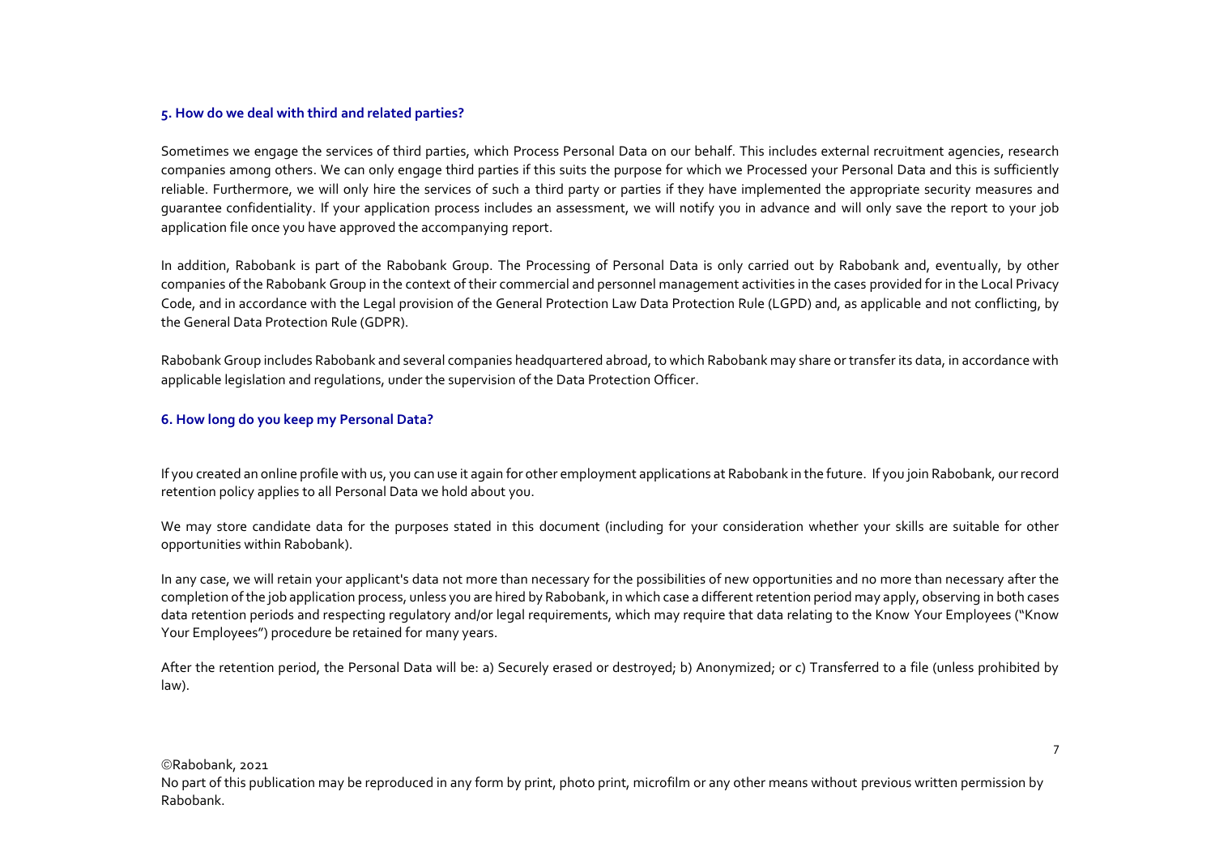### 5. How do we deal with third and related parties?

Sometimes we engage the services of third parties, which Process Personal Data on our behalf. This includes external recruitment agencies, research companies among others. We can only engage third parties if this suits the purpose for which we Processed your Personal Data and this is sufficiently reliable. Furthermore, we will only hire the services of such a third party or parties if they have implemented the appropriate security measures and guarantee confidentiality. If your application process includes an assessment, we will notify you in advance and will only save the report to your job application file once you have approved the accompanying report.

In addition, Rabobank is part of the Rabobank Group. The Processing of Personal Data is only carried out by Rabobank and, eventually, by other companies of the Rabobank Group in the context of their commercial and personnel management activities in the cases provided for in the Local Privacy Code, and in accordance with the Legal provision of the General Protection Law Data Protection Rule (LGPD) and, as applicable and not conflicting, by the General Data Protection Rule (GDPR).

Rabobank Group includes Rabobank and several companies headquartered abroad, to which Rabobank may share or transfer its data, in accordance with applicable legislation and regulations, under the supervision of the Data Protection Officer.

### 6. How long do you keep my Personal Data?

If you created an online profile with us, you can use it again for other employment applications at Rabobank in the future. If you join Rabobank, our record retention policy applies to all Personal Data we hold about you.

We may store candidate data for the purposes stated in this document (including for your consideration whether your skills are suitable for other opportunities within Rabobank).

In any case, we will retain your applicant's data not more than necessary for the possibilities of new opportunities and no more than necessary after the completion of the job application process, unless you are hired by Rabobank, in which case a different retention period may apply, observing in both cases data retention periods and respecting regulatory and/or legal requirements, which may require that data relating to the Know Your Employees ("Know Your Employees") procedure be retained for many years.

After the retention period, the Personal Data will be: a) Securely erased or destroyed; b) Anonymized; or c) Transferred to a file (unless prohibited by law).

©Rabobank, 2021
No part of this publication may be reproduced in any form by print, photo print, microfilm or any other means without previous written permission by Rabobank.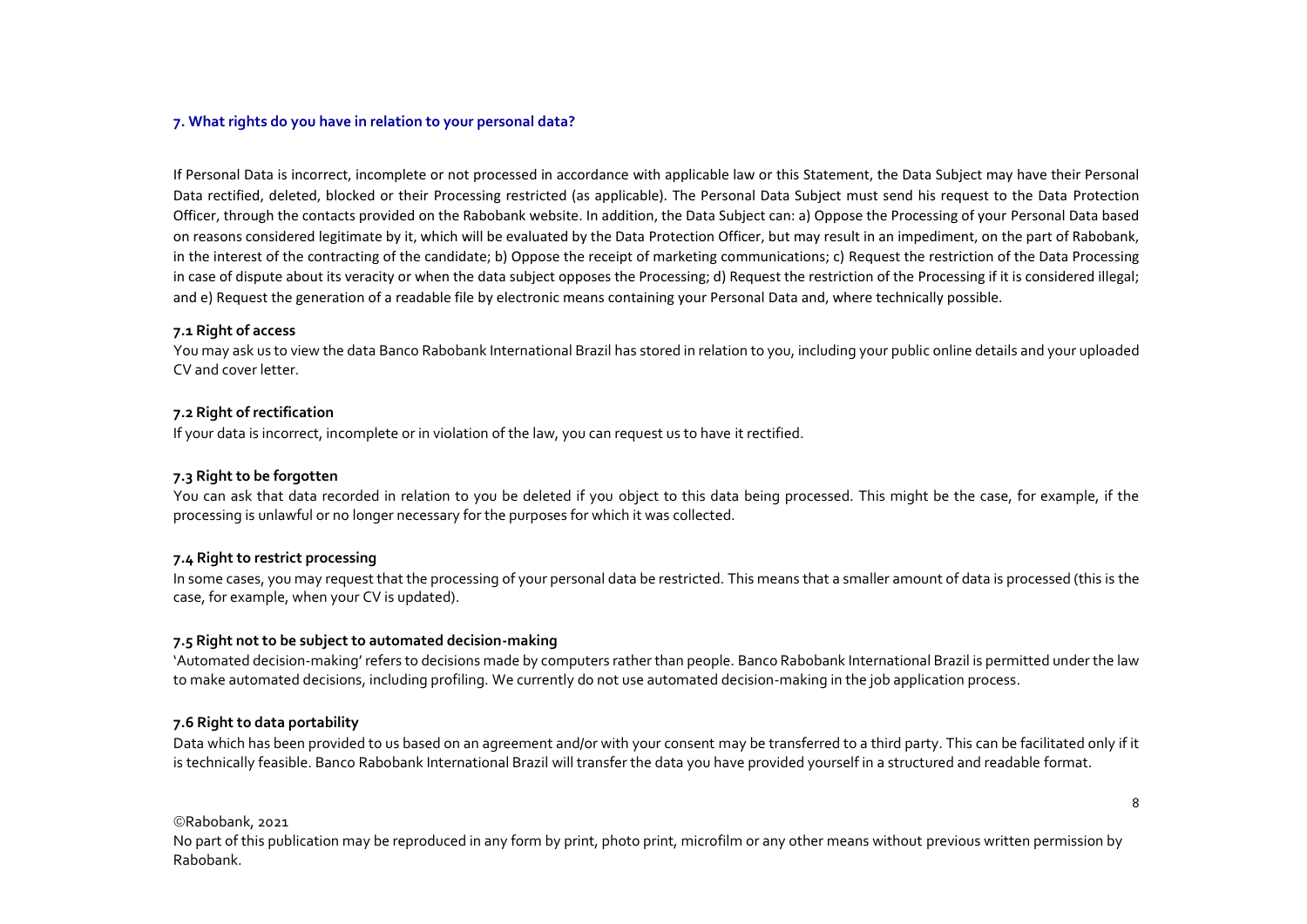## 7. What rights do you have in relation to your personal data?

If Personal Data is incorrect, incomplete or not processed in accordance with applicable law or this Statement, the Data Subject may have their Personal Data rectified, deleted, blocked or their Processing restricted (as applicable). The Personal Data Subject must send his request to the Data Protection Officer, through the contacts provided on the Rabobank website. In addition, the Data Subject can: a) Oppose the Processing of your Personal Data based on reasons considered legitimate by it, which will be evaluated by the Data Protection Officer, but may result in an impediment, on the part of Rabobank, in the interest of the contracting of the candidate; b) Oppose the receipt of marketing communications; c) Request the restriction of the Data Processing in case of dispute about its veracity or when the data subject opposes the Processing; d) Request the restriction of the Processing if it is considered illegal; and e) Request the generation of a readable file by electronic means containing your Personal Data and, where technically possible.

### 7.1 Right of access

You may ask us to view the data Banco Rabobank International Brazil has stored in relation to you, including your public online details and your uploaded CV and cover letter.

### 7.2 Right of rectification

If your data is incorrect, incomplete or in violation of the law, you can request us to have it rectified.

### 7.3 Right to be forgotten

You can ask that data recorded in relation to you be deleted if you object to this data being processed. This might be the case, for example, if the processing is unlawful or no longer necessary for the purposes for which it was collected.

### 7.4 Right to restrict processing

In some cases, you may request that the processing of your personal data be restricted. This means that a smaller amount of data is processed (this is the case, for example, when your CV is updated).

### 7.5 Right not to be subject to automated decision-making

'Automated decision-making' refers to decisions made by computers rather than people. Banco Rabobank International Brazil is permitted under the law to make automated decisions, including profiling. We currently do not use automated decision-making in the job application process.

### 7.6 Right to data portability

Data which has been provided to us based on an agreement and/or with your consent may be transferred to a third party. This can be facilitated only if it is technically feasible. Banco Rabobank International Brazil will transfer the data you have provided yourself in a structured and readable format.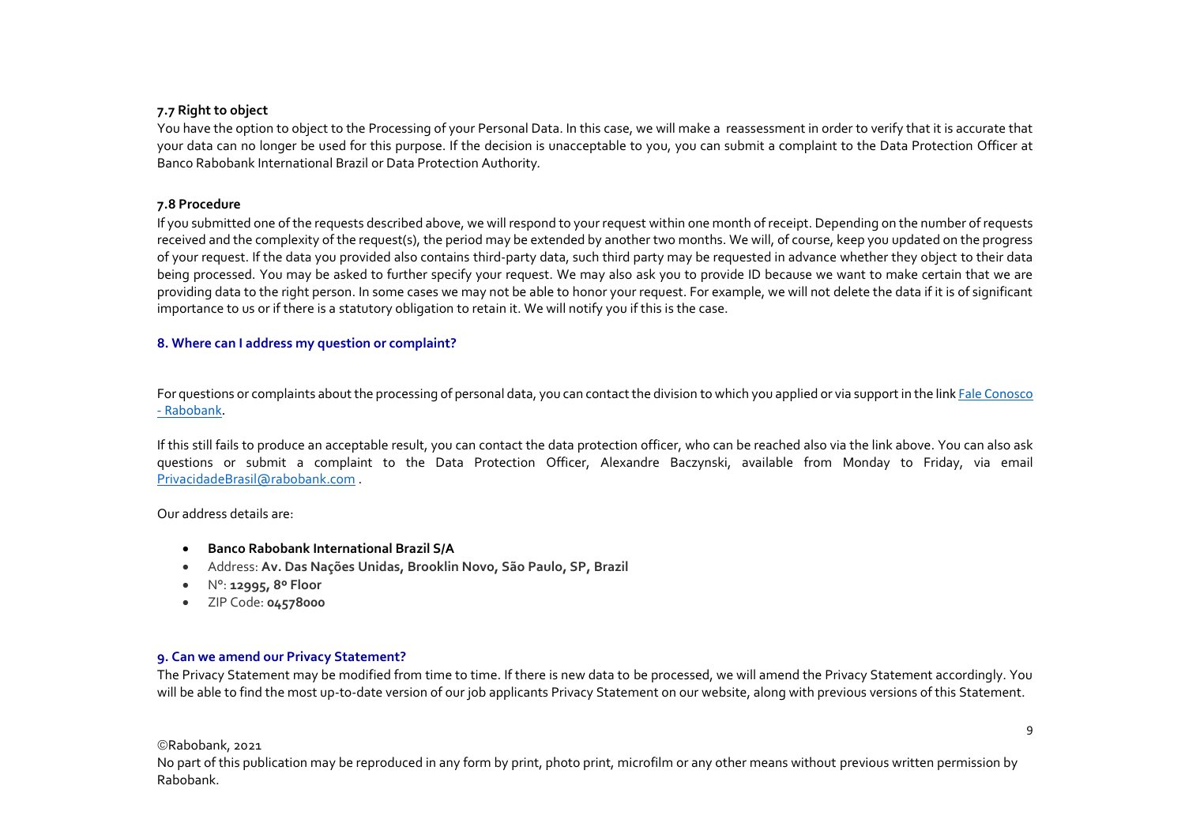### 7.7 Right to object

You have the option to object to the Processing of your Personal Data. In this case, we will make a reassessment in order to verify that it is accurate that your data can no longer be used for this purpose. If the decision is unacceptable to you, you can submit a complaint to the Data Protection Officer at Banco Rabobank International Brazil or Data Protection Authority.

### 7.8 Procedure

If you submitted one of the requests described above, we will respond to your request within one month of receipt. Depending on the number of requests received and the complexity of the request(s), the period may be extended by another two months. We will, of course, keep you updated on the progress of your request. If the data you provided also contains third-party data, such third party may be requested in advance whether they object to their data being processed. You may be asked to further specify your request. We may also ask you to provide ID because we want to make certain that we are providing data to the right person. In some cases we may not be able to honor your request. For example, we will not delete the data if it is of significant importance to us or if there is a statutory obligation to retain it. We will notify you if this is the case.

## 8. Where can I address my question or complaint?

For questions or complaints about the processing of personal data, you can contact the division to which you applied or via support in the link Fale Conosco - Rabobank.

If this still fails to produce an acceptable result, you can contact the data protection officer, who can be reached also via the link above. You can also ask questions or submit a complaint to the Data Protection Officer, Alexandre Baczynski, available from Monday to Friday, via email PrivacidadeBrasil@rabobank.com .

Our address details are:

- **Banco Rabobank International Brazil S/A**
- Address: **Av. Das Nações Unidas, Brooklin Novo, São Paulo, SP, Brazil**
- Nº: **12995, 8º Floor**
- ZIP Code: **04578000**

## 9. Can we amend our Privacy Statement?

The Privacy Statement may be modified from time to time. If there is new data to be processed, we will amend the Privacy Statement accordingly. You will be able to find the most up-to-date version of our job applicants Privacy Statement on our website, along with previous versions of this Statement.

©Rabobank, 2021

No part of this publication may be reproduced in any form by print, photo print, microfilm or any other means without previous written permission by Rabobank.